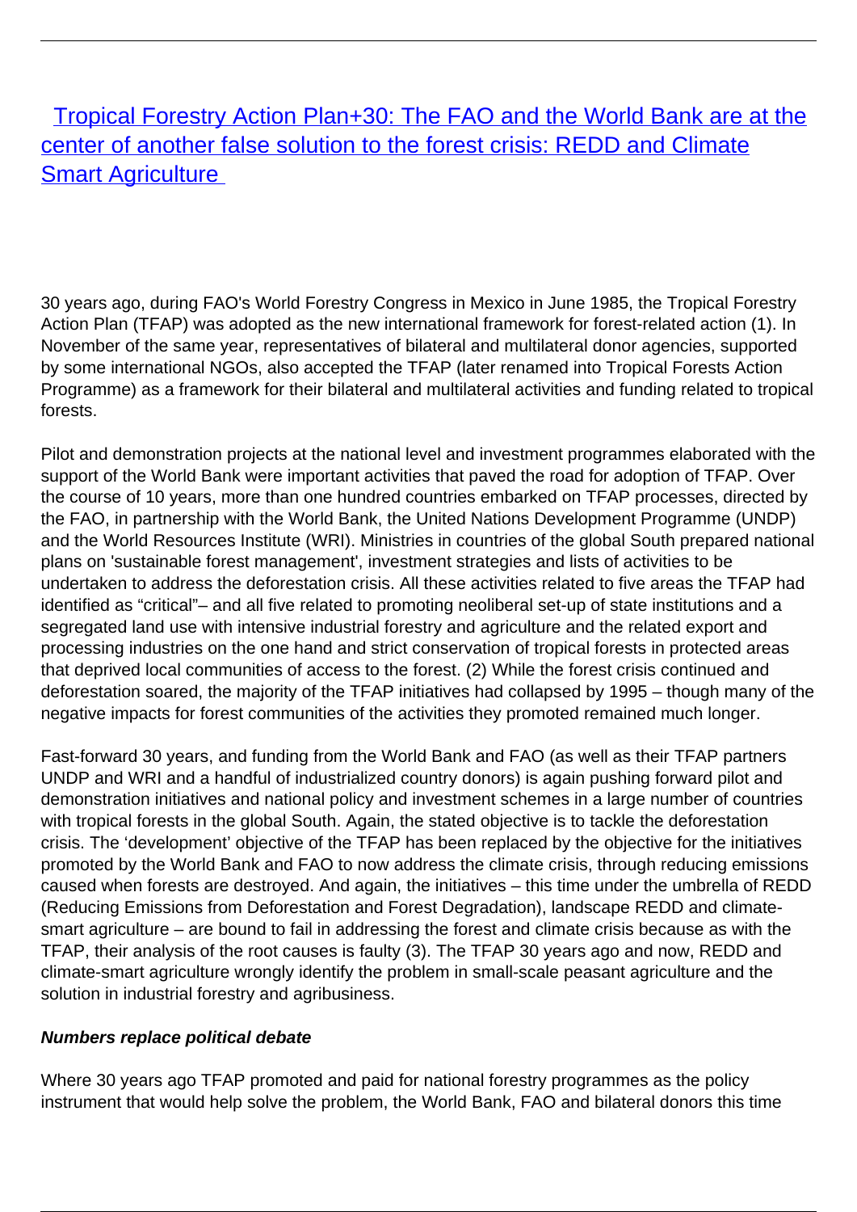# Tropical Forestry Action Plan+30: The FAO and the World Bank are at the center of another false solution to the forest crisis: REDD and Climate Smart Agriculture

30 years ago, during FAO's World Forestry Congress in Mexico in June 1985, the Tropical Forestry Action Plan (TFAP) was adopted as the new international framework for forest-related action (1). In November of the same year, representatives of bilateral and multilateral donor agencies, supported by some international NGOs, also accepted the TFAP (later renamed into Tropical Forests Action Programme) as a framework for their bilateral and multilateral activities and funding related to tropical forests.

Pilot and demonstration projects at the national level and investment programmes elaborated with the support of the World Bank were important activities that paved the road for adoption of TFAP. Over the course of 10 years, more than one hundred countries embarked on TFAP processes, directed by the FAO, in partnership with the World Bank, the United Nations Development Programme (UNDP) and the World Resources Institute (WRI). Ministries in countries of the global South prepared national plans on 'sustainable forest management', investment strategies and lists of activities to be undertaken to address the deforestation crisis. All these activities related to five areas the TFAP had identified as "critical"– and all five related to promoting neoliberal set-up of state institutions and a segregated land use with intensive industrial forestry and agriculture and the related export and processing industries on the one hand and strict conservation of tropical forests in protected areas that deprived local communities of access to the forest. (2) While the forest crisis continued and deforestation soared, the majority of the TFAP initiatives had collapsed by 1995 – though many of the negative impacts for forest communities of the activities they promoted remained much longer.

Fast-forward 30 years, and funding from the World Bank and FAO (as well as their TFAP partners UNDP and WRI and a handful of industrialized country donors) is again pushing forward pilot and demonstration initiatives and national policy and investment schemes in a large number of countries with tropical forests in the global South. Again, the stated objective is to tackle the deforestation crisis. The 'development' objective of the TFAP has been replaced by the objective for the initiatives promoted by the World Bank and FAO to now address the climate crisis, through reducing emissions caused when forests are destroyed. And again, the initiatives – this time under the umbrella of REDD (Reducing Emissions from Deforestation and Forest Degradation), landscape REDD and climate-smart agriculture – are bound to fail in addressing the forest and climate crisis because as with the TFAP, their analysis of the root causes is faulty (3). The TFAP 30 years ago and now, REDD and climate-smart agriculture wrongly identify the problem in small-scale peasant agriculture and the solution in industrial forestry and agribusiness.

***Numbers replace political debate***

Where 30 years ago TFAP promoted and paid for national forestry programmes as the policy instrument that would help solve the problem, the World Bank, FAO and bilateral donors this time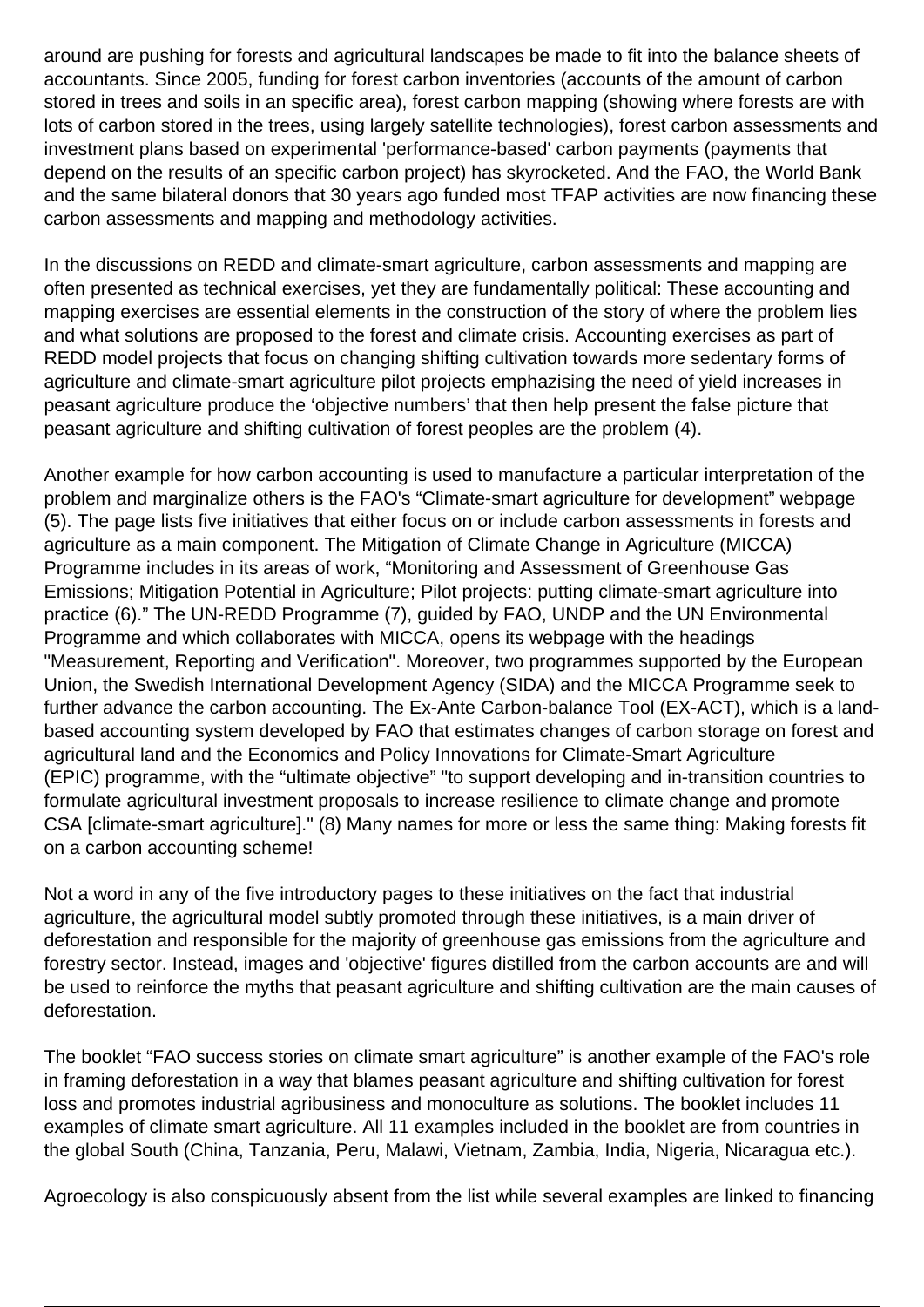around are pushing for forests and agricultural landscapes be made to fit into the balance sheets of accountants. Since 2005, funding for forest carbon inventories (accounts of the amount of carbon stored in trees and soils in an specific area), forest carbon mapping (showing where forests are with lots of carbon stored in the trees, using largely satellite technologies), forest carbon assessments and investment plans based on experimental 'performance-based' carbon payments (payments that depend on the results of an specific carbon project) has skyrocketed. And the FAO, the World Bank and the same bilateral donors that 30 years ago funded most TFAP activities are now financing these carbon assessments and mapping and methodology activities.

In the discussions on REDD and climate-smart agriculture, carbon assessments and mapping are often presented as technical exercises, yet they are fundamentally political: These accounting and mapping exercises are essential elements in the construction of the story of where the problem lies and what solutions are proposed to the forest and climate crisis. Accounting exercises as part of REDD model projects that focus on changing shifting cultivation towards more sedentary forms of agriculture and climate-smart agriculture pilot projects emphasizing the need of yield increases in peasant agriculture produce the 'objective numbers' that then help present the false picture that peasant agriculture and shifting cultivation of forest peoples are the problem (4).

Another example for how carbon accounting is used to manufacture a particular interpretation of the problem and marginalize others is the FAO's "Climate-smart agriculture for development" webpage (5). The page lists five initiatives that either focus on or include carbon assessments in forests and agriculture as a main component. The Mitigation of Climate Change in Agriculture (MICCA) Programme includes in its areas of work, "Monitoring and Assessment of Greenhouse Gas Emissions; Mitigation Potential in Agriculture; Pilot projects: putting climate-smart agriculture into practice (6)." The UN-REDD Programme (7), guided by FAO, UNDP and the UN Environmental Programme and which collaborates with MICCA, opens its webpage with the headings "Measurement, Reporting and Verification". Moreover, two programmes supported by the European Union, the Swedish International Development Agency (SIDA) and the MICCA Programme seek to further advance the carbon accounting. The Ex-Ante Carbon-balance Tool (EX-ACT), which is a land-based accounting system developed by FAO that estimates changes of carbon storage on forest and agricultural land and the Economics and Policy Innovations for Climate-Smart Agriculture (EPIC) programme, with the "ultimate objective" "to support developing and in-transition countries to formulate agricultural investment proposals to increase resilience to climate change and promote CSA [climate-smart agriculture]." (8) Many names for more or less the same thing: Making forests fit on a carbon accounting scheme!

Not a word in any of the five introductory pages to these initiatives on the fact that industrial agriculture, the agricultural model subtly promoted through these initiatives, is a main driver of deforestation and responsible for the majority of greenhouse gas emissions from the agriculture and forestry sector. Instead, images and 'objective' figures distilled from the carbon accounts are and will be used to reinforce the myths that peasant agriculture and shifting cultivation are the main causes of deforestation.

The booklet "FAO success stories on climate smart agriculture" is another example of the FAO's role in framing deforestation in a way that blames peasant agriculture and shifting cultivation for forest loss and promotes industrial agribusiness and monoculture as solutions. The booklet includes 11 examples of climate smart agriculture. All 11 examples included in the booklet are from countries in the global South (China, Tanzania, Peru, Malawi, Vietnam, Zambia, India, Nigeria, Nicaragua etc.).

Agroecology is also conspicuously absent from the list while several examples are linked to financing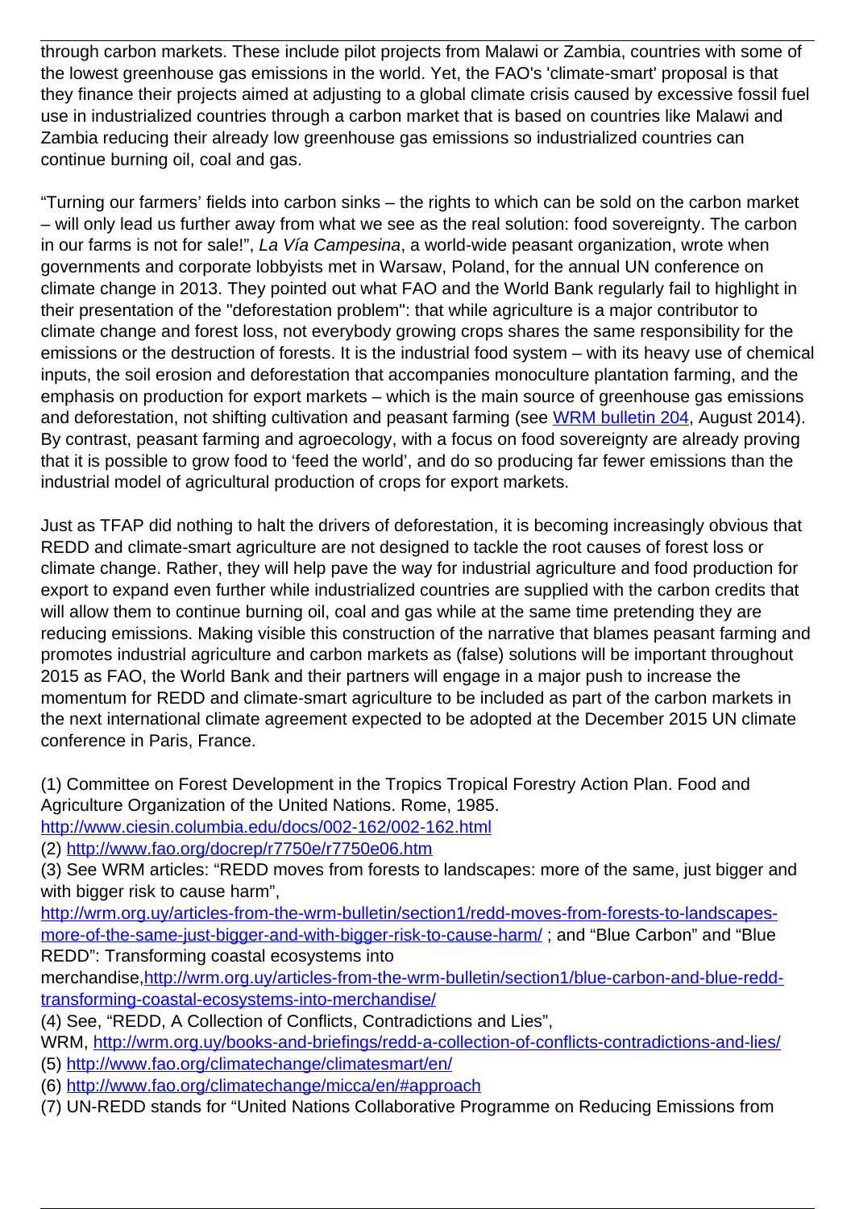through carbon markets. These include pilot projects from Malawi or Zambia, countries with some of the lowest greenhouse gas emissions in the world. Yet, the FAO's 'climate-smart' proposal is that they finance their projects aimed at adjusting to a global climate crisis caused by excessive fossil fuel use in industrialized countries through a carbon market that is based on countries like Malawi and Zambia reducing their already low greenhouse gas emissions so industrialized countries can continue burning oil, coal and gas.

"Turning our farmers' fields into carbon sinks – the rights to which can be sold on the carbon market – will only lead us further away from what we see as the real solution: food sovereignty. The carbon in our farms is not for sale!", *La Vía Campesina*, a world-wide peasant organization, wrote when governments and corporate lobbyists met in Warsaw, Poland, for the annual UN conference on climate change in 2013. They pointed out what FAO and the World Bank regularly fail to highlight in their presentation of the "deforestation problem": that while agriculture is a major contributor to climate change and forest loss, not everybody growing crops shares the same responsibility for the emissions or the destruction of forests. It is the industrial food system – with its heavy use of chemical inputs, the soil erosion and deforestation that accompanies monoculture plantation farming, and the emphasis on production for export markets – which is the main source of greenhouse gas emissions and deforestation, not shifting cultivation and peasant farming (see [WRM bulletin 204](), August 2014). By contrast, peasant farming and agroecology, with a focus on food sovereignty are already proving that it is possible to grow food to 'feed the world', and do so producing far fewer emissions than the industrial model of agricultural production of crops for export markets.

Just as TFAP did nothing to halt the drivers of deforestation, it is becoming increasingly obvious that REDD and climate-smart agriculture are not designed to tackle the root causes of forest loss or climate change. Rather, they will help pave the way for industrial agriculture and food production for export to expand even further while industrialized countries are supplied with the carbon credits that will allow them to continue burning oil, coal and gas while at the same time pretending they are reducing emissions. Making visible this construction of the narrative that blames peasant farming and promotes industrial agriculture and carbon markets as (false) solutions will be important throughout 2015 as FAO, the World Bank and their partners will engage in a major push to increase the momentum for REDD and climate-smart agriculture to be included as part of the carbon markets in the next international climate agreement expected to be adopted at the December 2015 UN climate conference in Paris, France.

(1) Committee on Forest Development in the Tropics Tropical Forestry Action Plan. Food and Agriculture Organization of the United Nations. Rome, 1985.
http://www.ciesin.columbia.edu/docs/002-162/002-162.html
(2) http://www.fao.org/docrep/r7750e/r7750e06.htm
(3) See WRM articles: "REDD moves from forests to landscapes: more of the same, just bigger and with bigger risk to cause harm",
http://wrm.org.uy/articles-from-the-wrm-bulletin/section1/redd-moves-from-forests-to-landscapes-more-of-the-same-just-bigger-and-with-bigger-risk-to-cause-harm/ ; and "Blue Carbon" and "Blue REDD": Transforming coastal ecosystems into merchandise,http://wrm.org.uy/articles-from-the-wrm-bulletin/section1/blue-carbon-and-blue-redd-transforming-coastal-ecosystems-into-merchandise/
(4) See, "REDD, A Collection of Conflicts, Contradictions and Lies", WRM, http://wrm.org.uy/books-and-briefings/redd-a-collection-of-conflicts-contradictions-and-lies/
(5) http://www.fao.org/climatechange/climatesmart/en/
(6) http://www.fao.org/climatechange/micca/en/#approach
(7) UN-REDD stands for "United Nations Collaborative Programme on Reducing Emissions from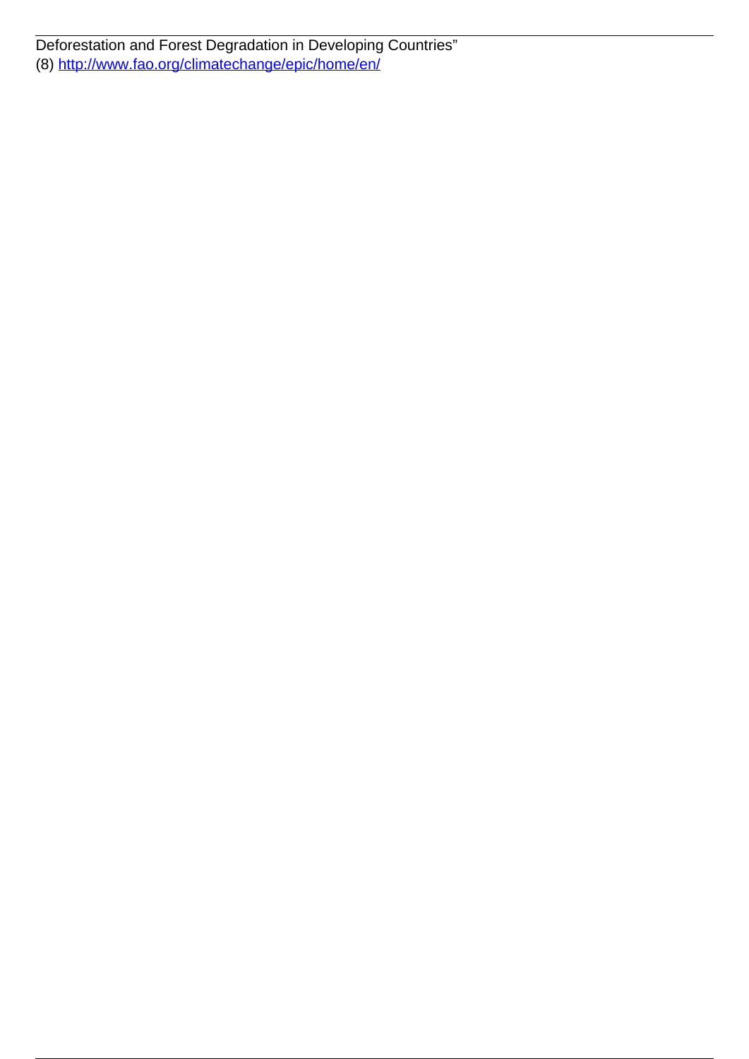Deforestation and Forest Degradation in Developing Countries"
(8) http://www.fao.org/climatechange/epic/home/en/